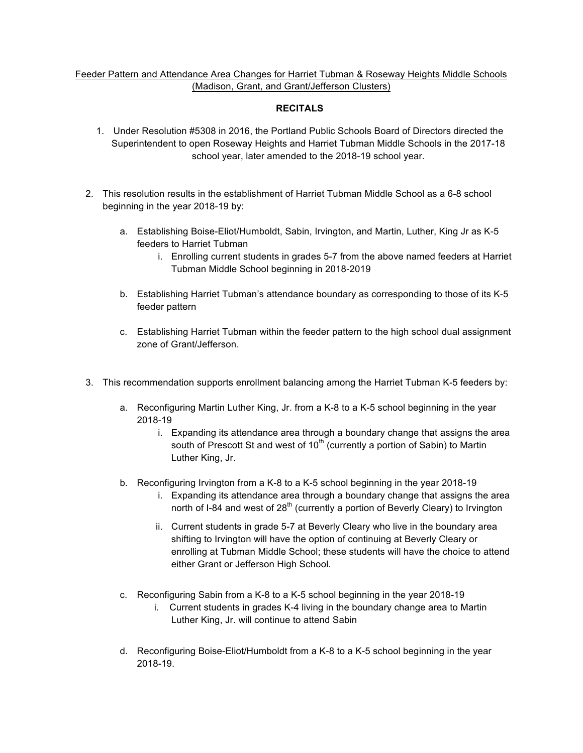Feeder Pattern and Attendance Area Changes for Harriet Tubman & Roseway Heights Middle Schools (Madison, Grant, and Grant/Jefferson Clusters)

**RECITALS**

1. Under Resolution #5308 in 2016, the Portland Public Schools Board of Directors directed the Superintendent to open Roseway Heights and Harriet Tubman Middle Schools in the 2017-18 school year, later amended to the 2018-19 school year.

2. This resolution results in the establishment of Harriet Tubman Middle School as a 6-8 school beginning in the year 2018-19 by:

   a. Establishing Boise-Eliot/Humboldt, Sabin, Irvington, and Martin, Luther, King Jr as K-5 feeders to Harriet Tubman

      i. Enrolling current students in grades 5-7 from the above named feeders at Harriet Tubman Middle School beginning in 2018-2019

   b. Establishing Harriet Tubman's attendance boundary as corresponding to those of its K-5 feeder pattern

   c. Establishing Harriet Tubman within the feeder pattern to the high school dual assignment zone of Grant/Jefferson.

3. This recommendation supports enrollment balancing among the Harriet Tubman K-5 feeders by:

   a. Reconfiguring Martin Luther King, Jr. from a K-8 to a K-5 school beginning in the year 2018-19

      i. Expanding its attendance area through a boundary change that assigns the area south of Prescott St and west of 10th (currently a portion of Sabin) to Martin Luther King, Jr.

   b. Reconfiguring Irvington from a K-8 to a K-5 school beginning in the year 2018-19

      i. Expanding its attendance area through a boundary change that assigns the area north of I-84 and west of 28th (currently a portion of Beverly Cleary) to Irvington

      ii. Current students in grade 5-7 at Beverly Cleary who live in the boundary area shifting to Irvington will have the option of continuing at Beverly Cleary or enrolling at Tubman Middle School; these students will have the choice to attend either Grant or Jefferson High School.

   c. Reconfiguring Sabin from a K-8 to a K-5 school beginning in the year 2018-19

      i. Current students in grades K-4 living in the boundary change area to Martin Luther King, Jr. will continue to attend Sabin

   d. Reconfiguring Boise-Eliot/Humboldt from a K-8 to a K-5 school beginning in the year 2018-19.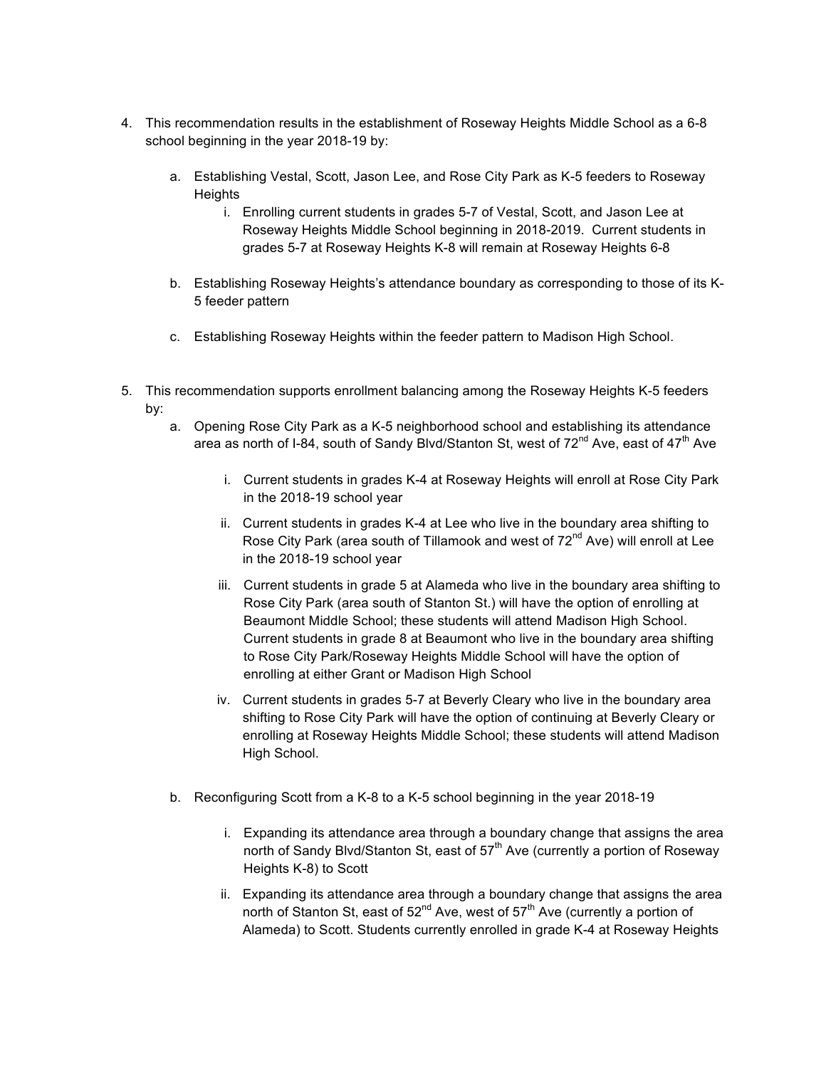4. This recommendation results in the establishment of Roseway Heights Middle School as a 6-8 school beginning in the year 2018-19 by:

    a. Establishing Vestal, Scott, Jason Lee, and Rose City Park as K-5 feeders to Roseway Heights

        i. Enrolling current students in grades 5-7 of Vestal, Scott, and Jason Lee at Roseway Heights Middle School beginning in 2018-2019. Current students in grades 5-7 at Roseway Heights K-8 will remain at Roseway Heights 6-8

    b. Establishing Roseway Heights's attendance boundary as corresponding to those of its K-5 feeder pattern

    c. Establishing Roseway Heights within the feeder pattern to Madison High School.

5. This recommendation supports enrollment balancing among the Roseway Heights K-5 feeders by:

    a. Opening Rose City Park as a K-5 neighborhood school and establishing its attendance area as north of I-84, south of Sandy Blvd/Stanton St, west of 72nd Ave, east of 47th Ave

        i. Current students in grades K-4 at Roseway Heights will enroll at Rose City Park in the 2018-19 school year

        ii. Current students in grades K-4 at Lee who live in the boundary area shifting to Rose City Park (area south of Tillamook and west of 72nd Ave) will enroll at Lee in the 2018-19 school year

        iii. Current students in grade 5 at Alameda who live in the boundary area shifting to Rose City Park (area south of Stanton St.) will have the option of enrolling at Beaumont Middle School; these students will attend Madison High School. Current students in grade 8 at Beaumont who live in the boundary area shifting to Rose City Park/Roseway Heights Middle School will have the option of enrolling at either Grant or Madison High School

        iv. Current students in grades 5-7 at Beverly Cleary who live in the boundary area shifting to Rose City Park will have the option of continuing at Beverly Cleary or enrolling at Roseway Heights Middle School; these students will attend Madison High School.

    b. Reconfiguring Scott from a K-8 to a K-5 school beginning in the year 2018-19

        i. Expanding its attendance area through a boundary change that assigns the area north of Sandy Blvd/Stanton St, east of 57th Ave (currently a portion of Roseway Heights K-8) to Scott

        ii. Expanding its attendance area through a boundary change that assigns the area north of Stanton St, east of 52nd Ave, west of 57th Ave (currently a portion of Alameda) to Scott. Students currently enrolled in grade K-4 at Roseway Heights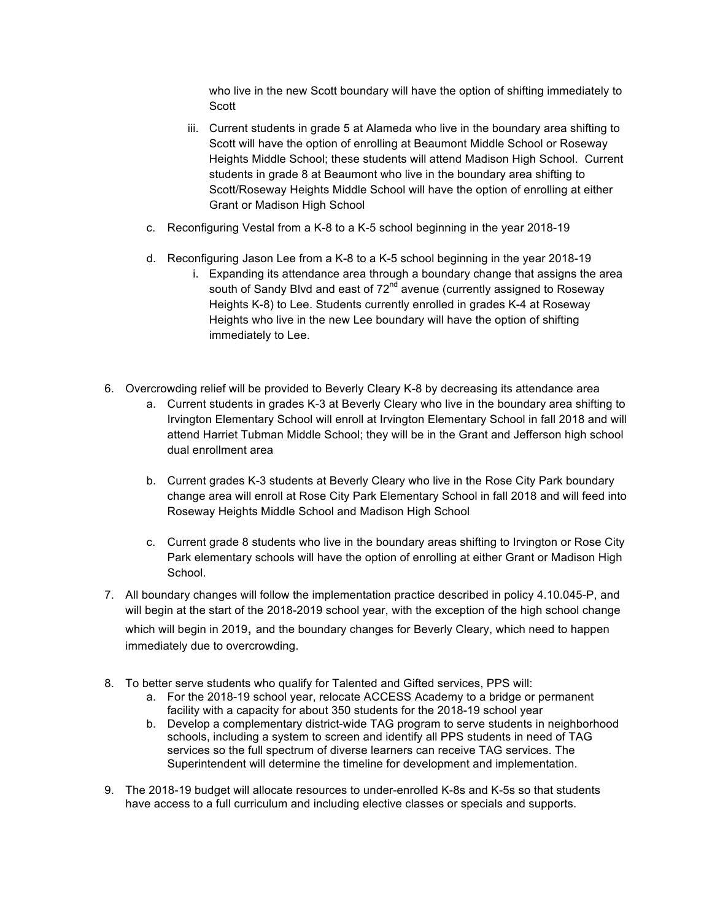who live in the new Scott boundary will have the option of shifting immediately to Scott

   iii. Current students in grade 5 at Alameda who live in the boundary area shifting to Scott will have the option of enrolling at Beaumont Middle School or Roseway Heights Middle School; these students will attend Madison High School. Current students in grade 8 at Beaumont who live in the boundary area shifting to Scott/Roseway Heights Middle School will have the option of enrolling at either Grant or Madison High School

c. Reconfiguring Vestal from a K-8 to a K-5 school beginning in the year 2018-19

d. Reconfiguring Jason Lee from a K-8 to a K-5 school beginning in the year 2018-19
   i. Expanding its attendance area through a boundary change that assigns the area south of Sandy Blvd and east of 72nd avenue (currently assigned to Roseway Heights K-8) to Lee. Students currently enrolled in grades K-4 at Roseway Heights who live in the new Lee boundary will have the option of shifting immediately to Lee.

6. Overcrowding relief will be provided to Beverly Cleary K-8 by decreasing its attendance area
   a. Current students in grades K-3 at Beverly Cleary who live in the boundary area shifting to Irvington Elementary School will enroll at Irvington Elementary School in fall 2018 and will attend Harriet Tubman Middle School; they will be in the Grant and Jefferson high school dual enrollment area

   b. Current grades K-3 students at Beverly Cleary who live in the Rose City Park boundary change area will enroll at Rose City Park Elementary School in fall 2018 and will feed into Roseway Heights Middle School and Madison High School

   c. Current grade 8 students who live in the boundary areas shifting to Irvington or Rose City Park elementary schools will have the option of enrolling at either Grant or Madison High School.

7. All boundary changes will follow the implementation practice described in policy 4.10.045-P, and will begin at the start of the 2018-2019 school year, with the exception of the high school change which will begin in 2019, and the boundary changes for Beverly Cleary, which need to happen immediately due to overcrowding.

8. To better serve students who qualify for Talented and Gifted services, PPS will:
   a. For the 2018-19 school year, relocate ACCESS Academy to a bridge or permanent facility with a capacity for about 350 students for the 2018-19 school year
   b. Develop a complementary district-wide TAG program to serve students in neighborhood schools, including a system to screen and identify all PPS students in need of TAG services so the full spectrum of diverse learners can receive TAG services. The Superintendent will determine the timeline for development and implementation.

9. The 2018-19 budget will allocate resources to under-enrolled K-8s and K-5s so that students have access to a full curriculum and including elective classes or specials and supports.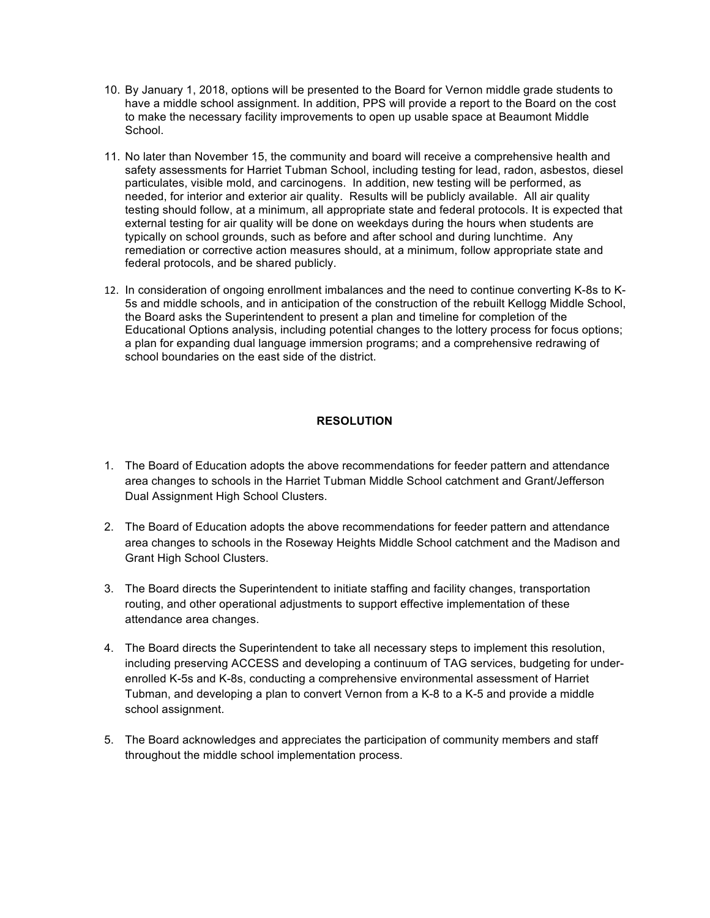10. By January 1, 2018, options will be presented to the Board for Vernon middle grade students to have a middle school assignment. In addition, PPS will provide a report to the Board on the cost to make the necessary facility improvements to open up usable space at Beaumont Middle School.

11. No later than November 15, the community and board will receive a comprehensive health and safety assessments for Harriet Tubman School, including testing for lead, radon, asbestos, diesel particulates, visible mold, and carcinogens. In addition, new testing will be performed, as needed, for interior and exterior air quality. Results will be publicly available. All air quality testing should follow, at a minimum, all appropriate state and federal protocols. It is expected that external testing for air quality will be done on weekdays during the hours when students are typically on school grounds, such as before and after school and during lunchtime. Any remediation or corrective action measures should, at a minimum, follow appropriate state and federal protocols, and be shared publicly.

12. In consideration of ongoing enrollment imbalances and the need to continue converting K-8s to K-5s and middle schools, and in anticipation of the construction of the rebuilt Kellogg Middle School, the Board asks the Superintendent to present a plan and timeline for completion of the Educational Options analysis, including potential changes to the lottery process for focus options; a plan for expanding dual language immersion programs; and a comprehensive redrawing of school boundaries on the east side of the district.

## RESOLUTION

1. The Board of Education adopts the above recommendations for feeder pattern and attendance area changes to schools in the Harriet Tubman Middle School catchment and Grant/Jefferson Dual Assignment High School Clusters.

2. The Board of Education adopts the above recommendations for feeder pattern and attendance area changes to schools in the Roseway Heights Middle School catchment and the Madison and Grant High School Clusters.

3. The Board directs the Superintendent to initiate staffing and facility changes, transportation routing, and other operational adjustments to support effective implementation of these attendance area changes.

4. The Board directs the Superintendent to take all necessary steps to implement this resolution, including preserving ACCESS and developing a continuum of TAG services, budgeting for under-enrolled K-5s and K-8s, conducting a comprehensive environmental assessment of Harriet Tubman, and developing a plan to convert Vernon from a K-8 to a K-5 and provide a middle school assignment.

5. The Board acknowledges and appreciates the participation of community members and staff throughout the middle school implementation process.